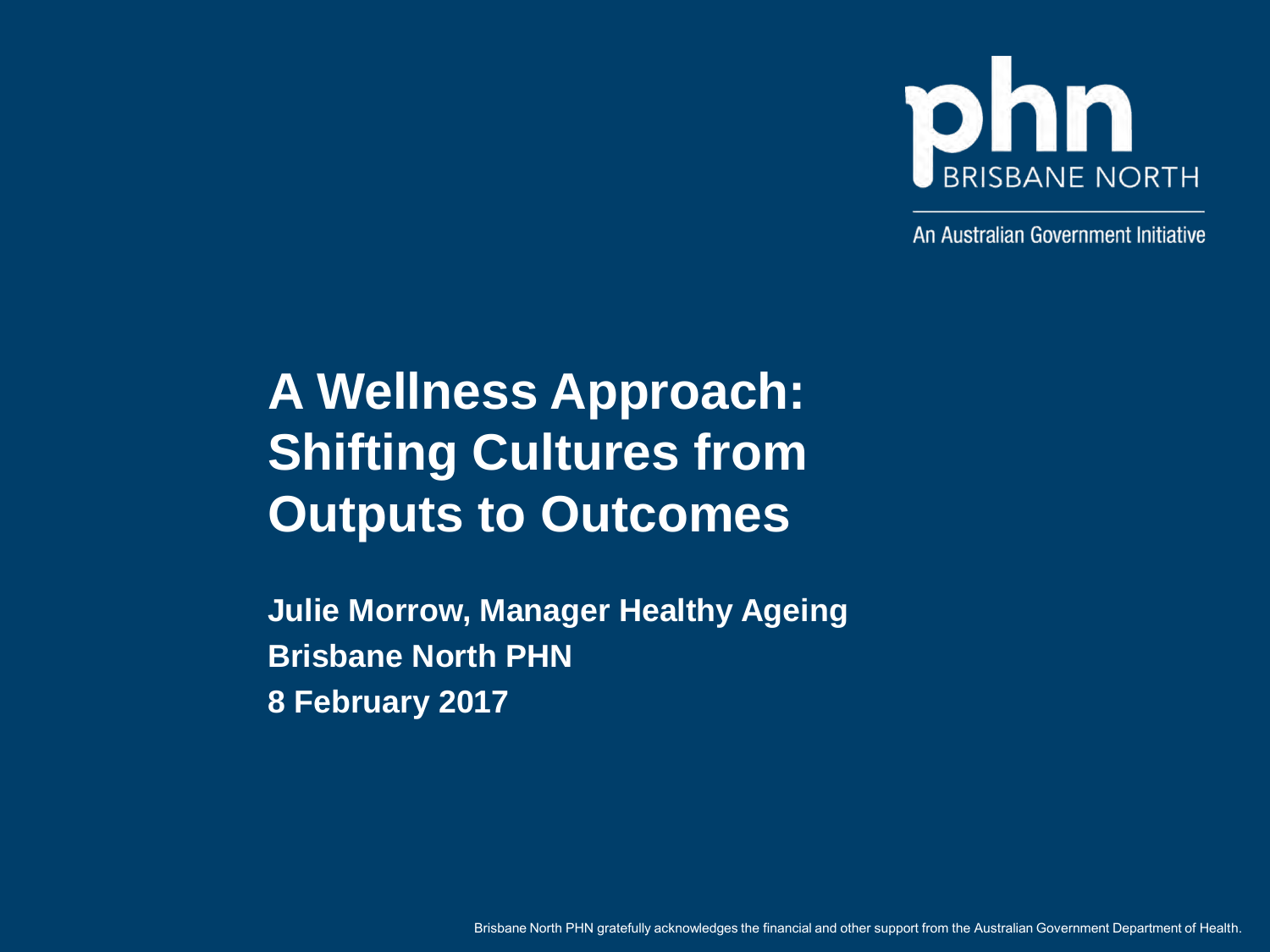phn BRISBANE NORTH

An Australian Government Initiative

# A Wellness Approach: Shifting Cultures from Outputs to Outcomes

**Julie Morrow, Manager Healthy Ageing**

**Brisbane North PHN**

**8 February 2017**

Brisbane North PHN gratefully acknowledges the financial and other support from the Australian Government Department of Health.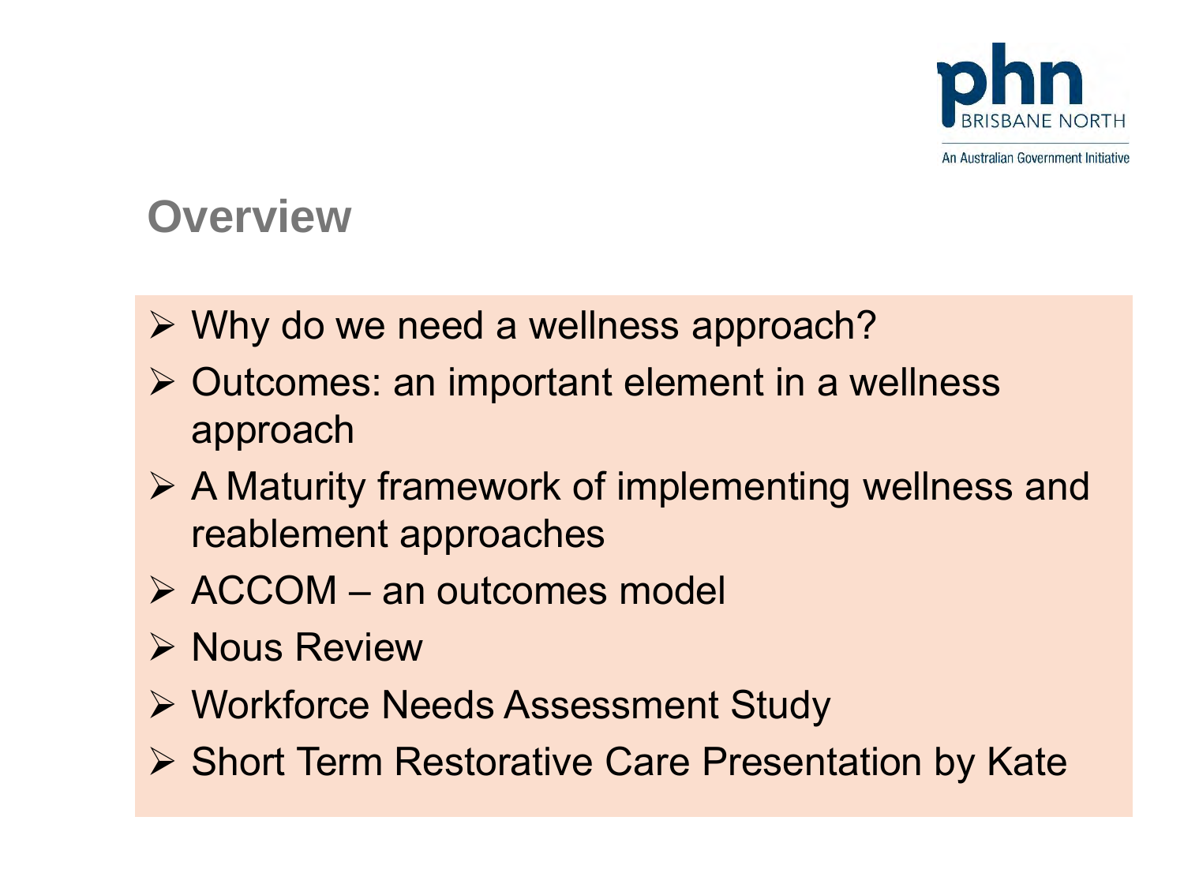## Overview

- Why do we need a wellness approach?
- Outcomes: an important element in a wellness approach
- A Maturity framework of implementing wellness and reablement approaches
- ACCOM – an outcomes model
- Nous Review
- Workforce Needs Assessment Study
- Short Term Restorative Care Presentation by Kate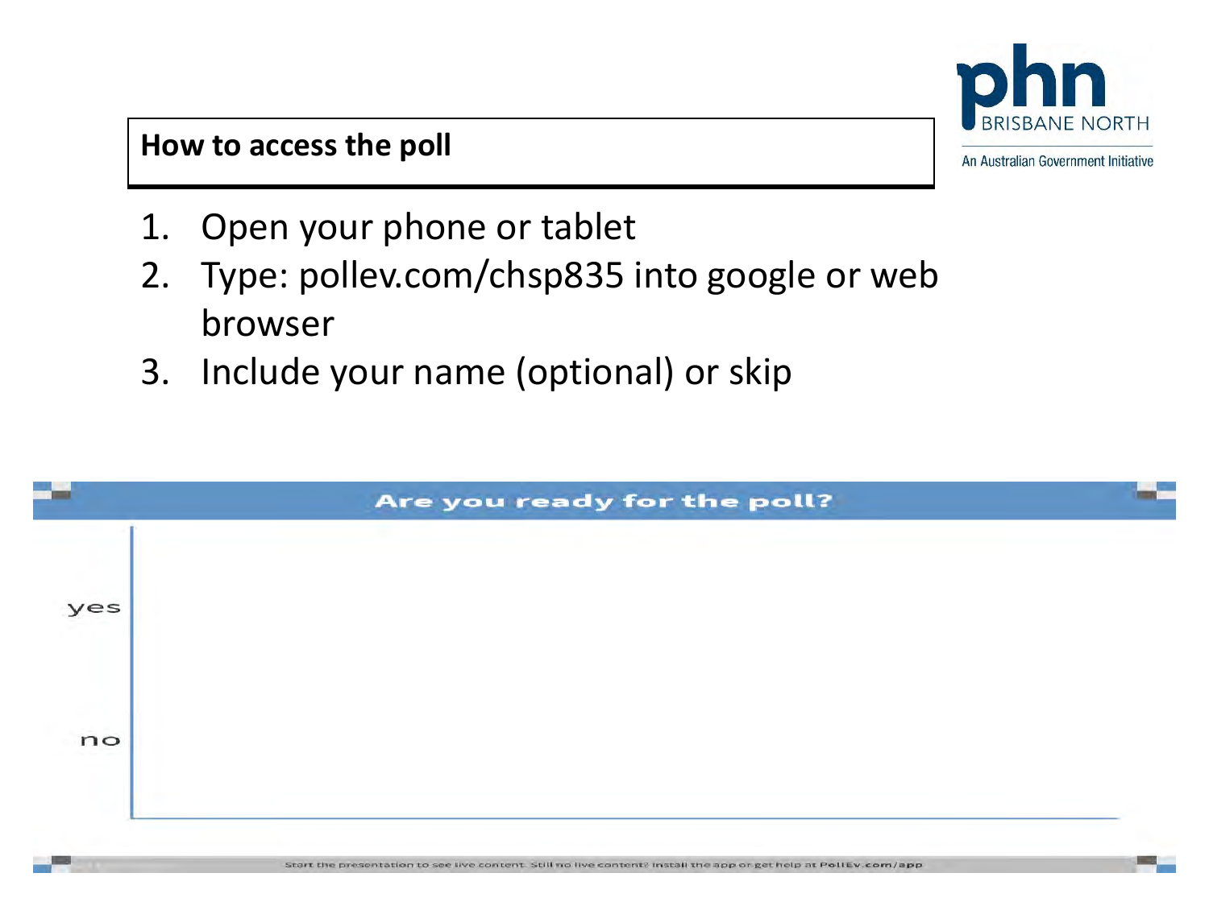phn BRISBANE NORTH

An Australian Government Initiative

## How to access the poll

1. Open your phone or tablet
2. Type: pollev.com/chsp835 into google or web browser
3. Include your name (optional) or skip

Are you ready for the poll?

yes

no

Start the presentation to see live content. Still no live content? Install the app or get help at PollEv.com/app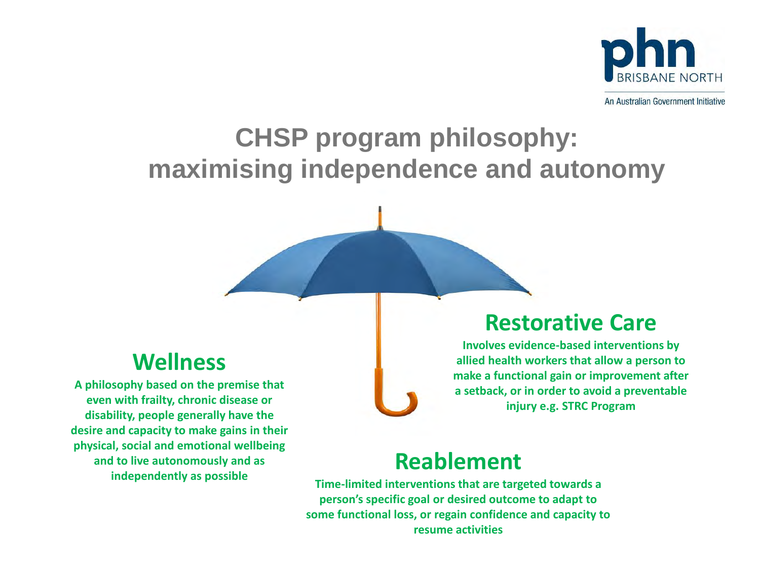# CHSP program philosophy: maximising independence and autonomy

## Wellness

**A philosophy based on the premise that even with frailty, chronic disease or disability, people generally have the desire and capacity to make gains in their physical, social and emotional wellbeing and to live autonomously and as independently as possible**

## Restorative Care

**Involves evidence-based interventions by allied health workers that allow a person to make a functional gain or improvement after a setback, or in order to avoid a preventable injury e.g. STRC Program**

## Reablement

**Time-limited interventions that are targeted towards a person's specific goal or desired outcome to adapt to some functional loss, or regain confidence and capacity to resume activities**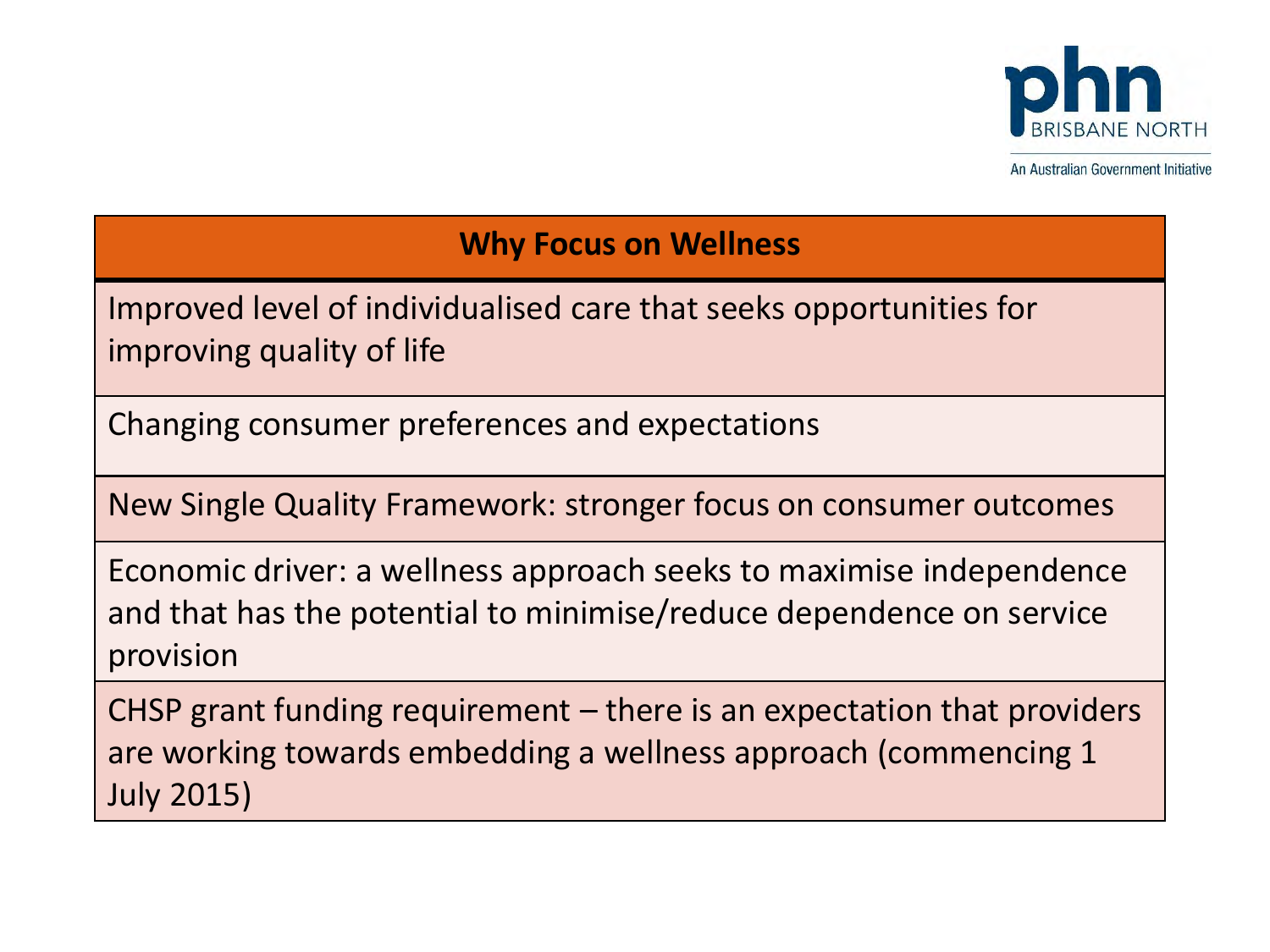| Why Focus on Wellness |
| --- |
| Improved level of individualised care that seeks opportunities for improving quality of life |
| Changing consumer preferences and expectations |
| New Single Quality Framework: stronger focus on consumer outcomes |
| Economic driver: a wellness approach seeks to maximise independence and that has the potential to minimise/reduce dependence on service provision |
| CHSP grant funding requirement – there is an expectation that providers are working towards embedding a wellness approach (commencing 1 July 2015) |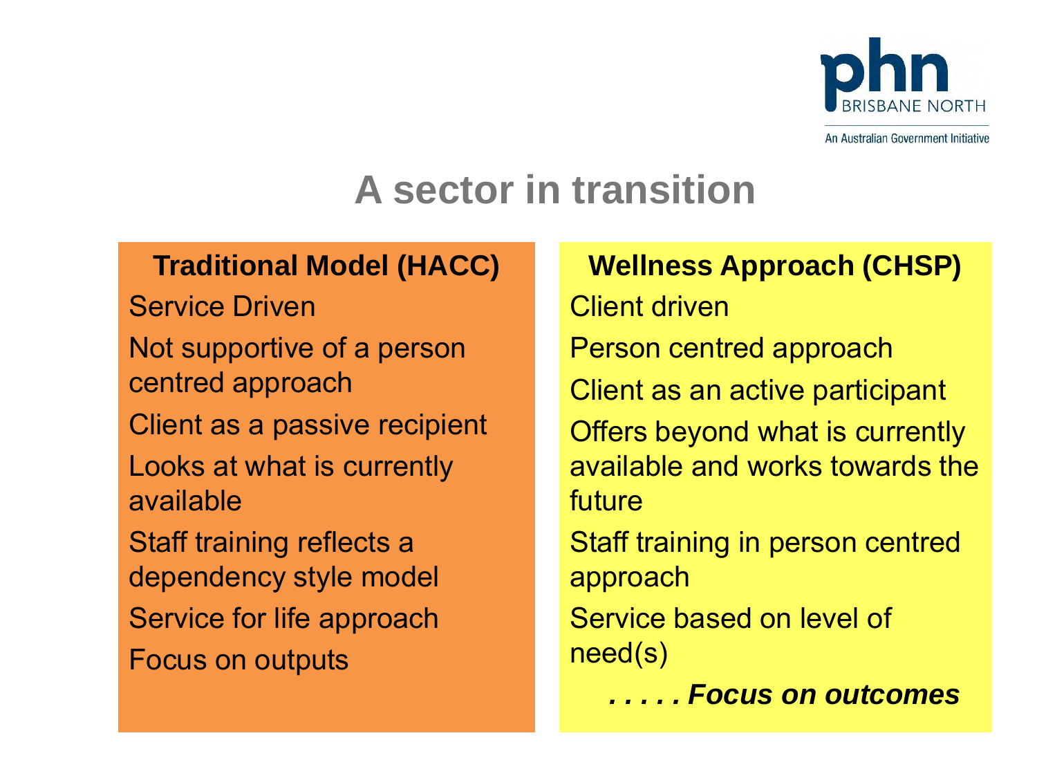# A sector in transition

| Traditional Model (HACC) | Wellness Approach (CHSP) |
|---|---|
| Service Driven | Client driven |
| Not supportive of a person centred approach | Person centred approach |
| Client as a passive recipient | Client as an active participant |
| Looks at what is currently available | Offers beyond what is currently available and works towards the future |
| Staff training reflects a dependency style model | Staff training in person centred approach |
| Service for life approach | Service based on level of need(s) |
| Focus on outputs | ***. . . . . Focus on outcomes*** |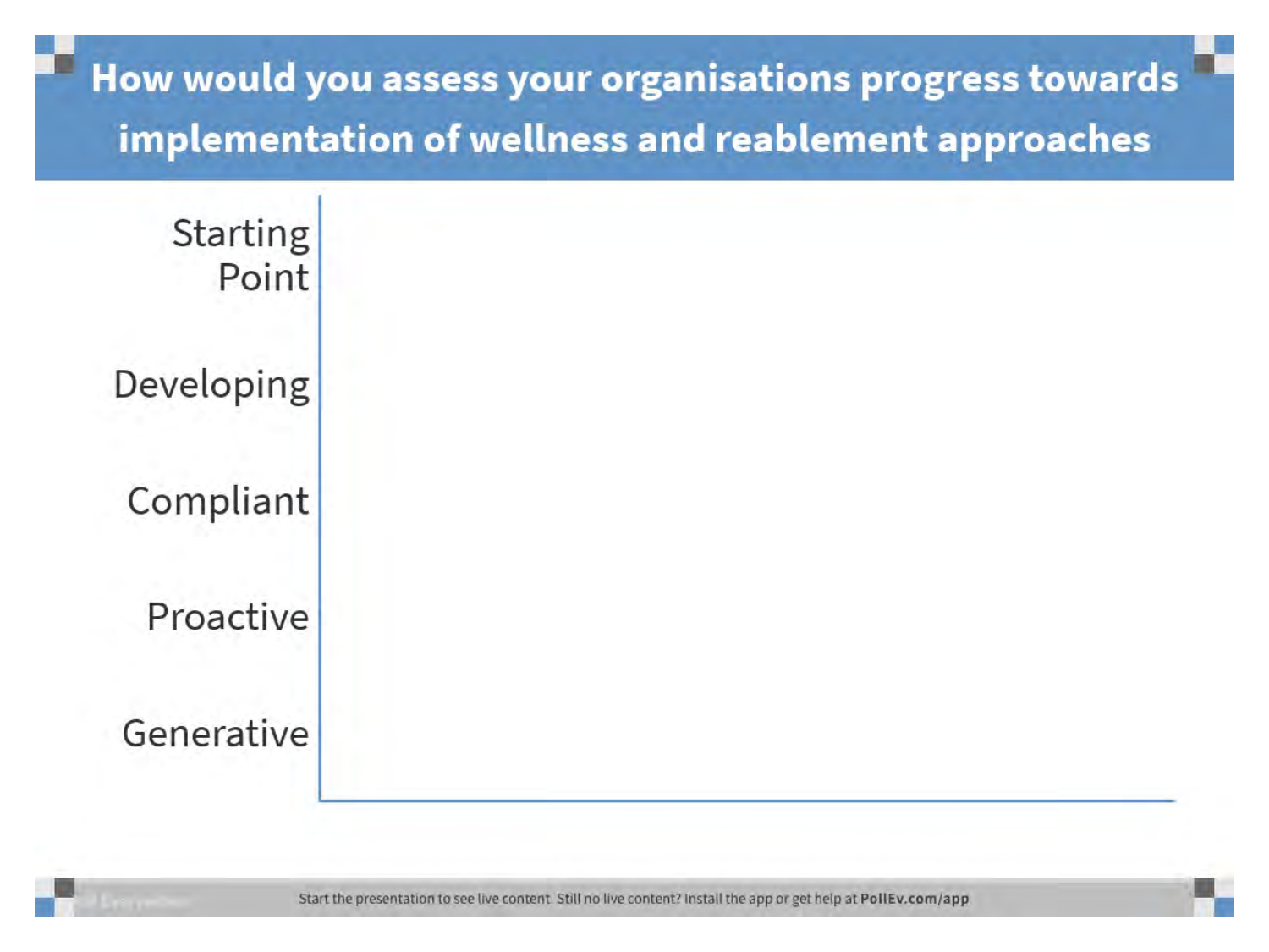# How would you assess your organisations progress towards implementation of wellness and reablement approaches

Starting Point

Developing

Compliant

Proactive

Generative

Start the presentation to see live content. Still no live content? Install the app or get help at **PollEv.com/app**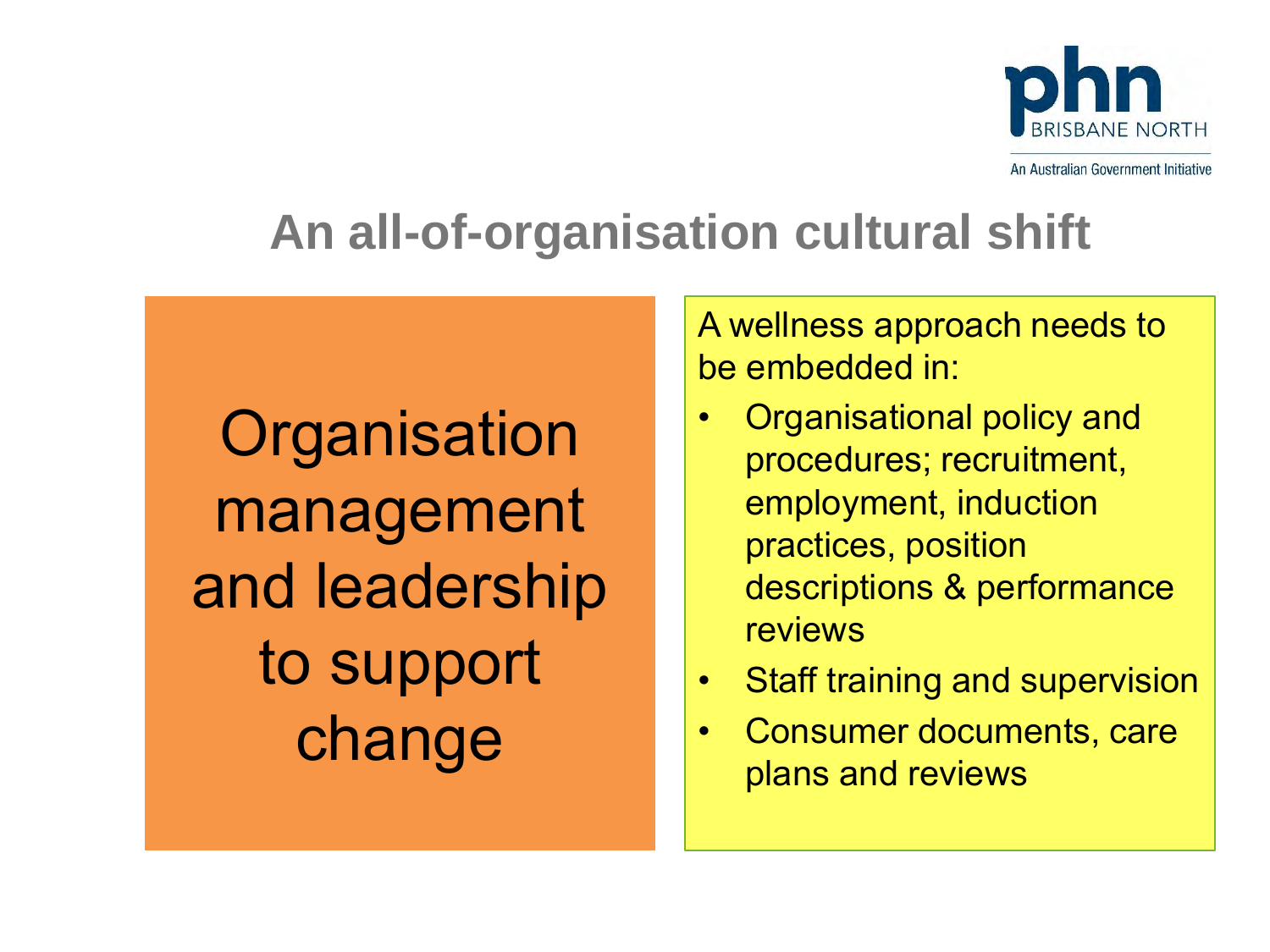# An all-of-organisation cultural shift

Organisation management and leadership to support change

A wellness approach needs to be embedded in:

- Organisational policy and procedures; recruitment, employment, induction practices, position descriptions & performance reviews
- Staff training and supervision
- Consumer documents, care plans and reviews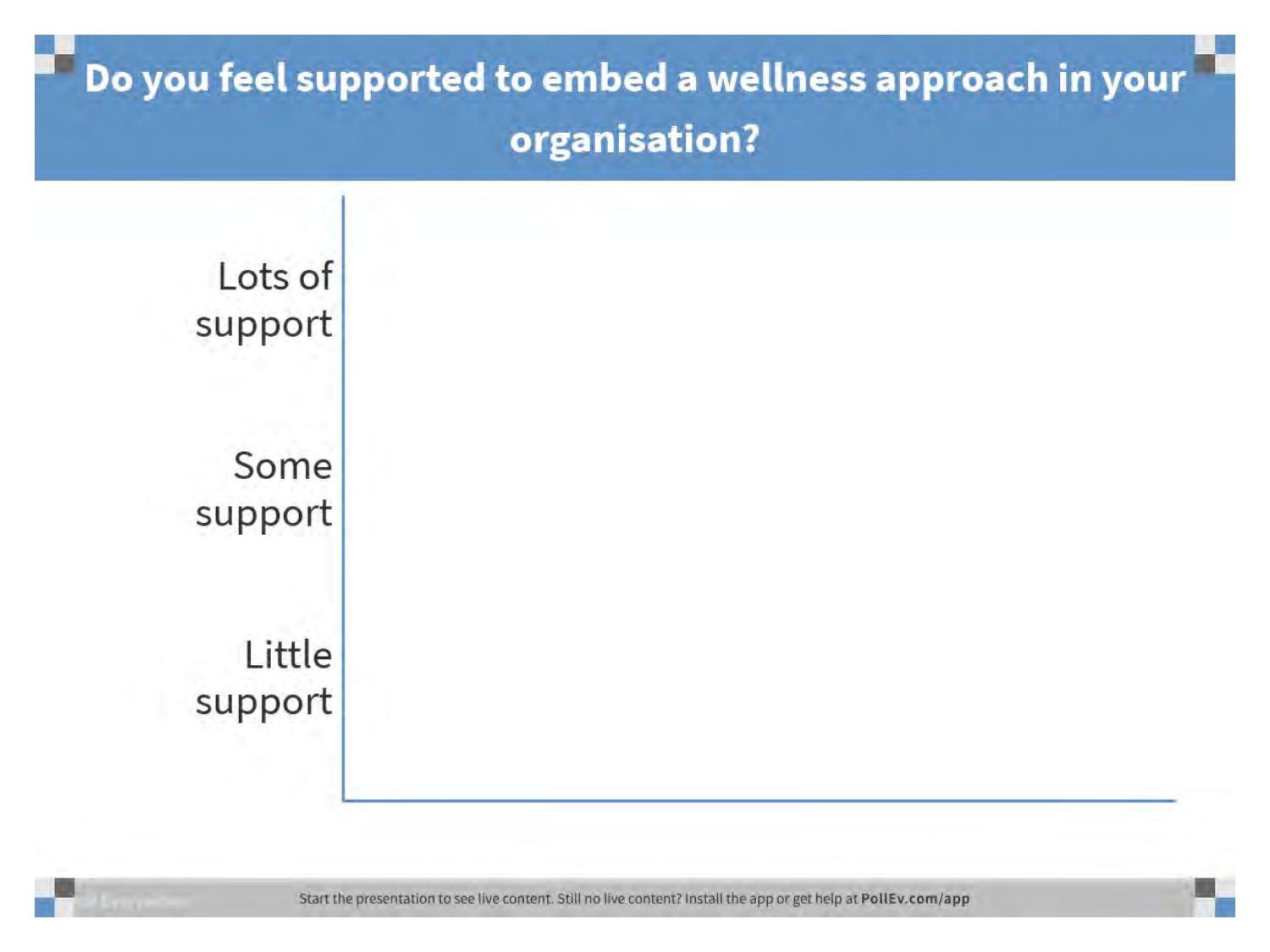# Do you feel supported to embed a wellness approach in your organisation?

Lots of support

Some support

Little support

Start the presentation to see live content. Still no live content? Install the app or get help at **PollEv.com/app**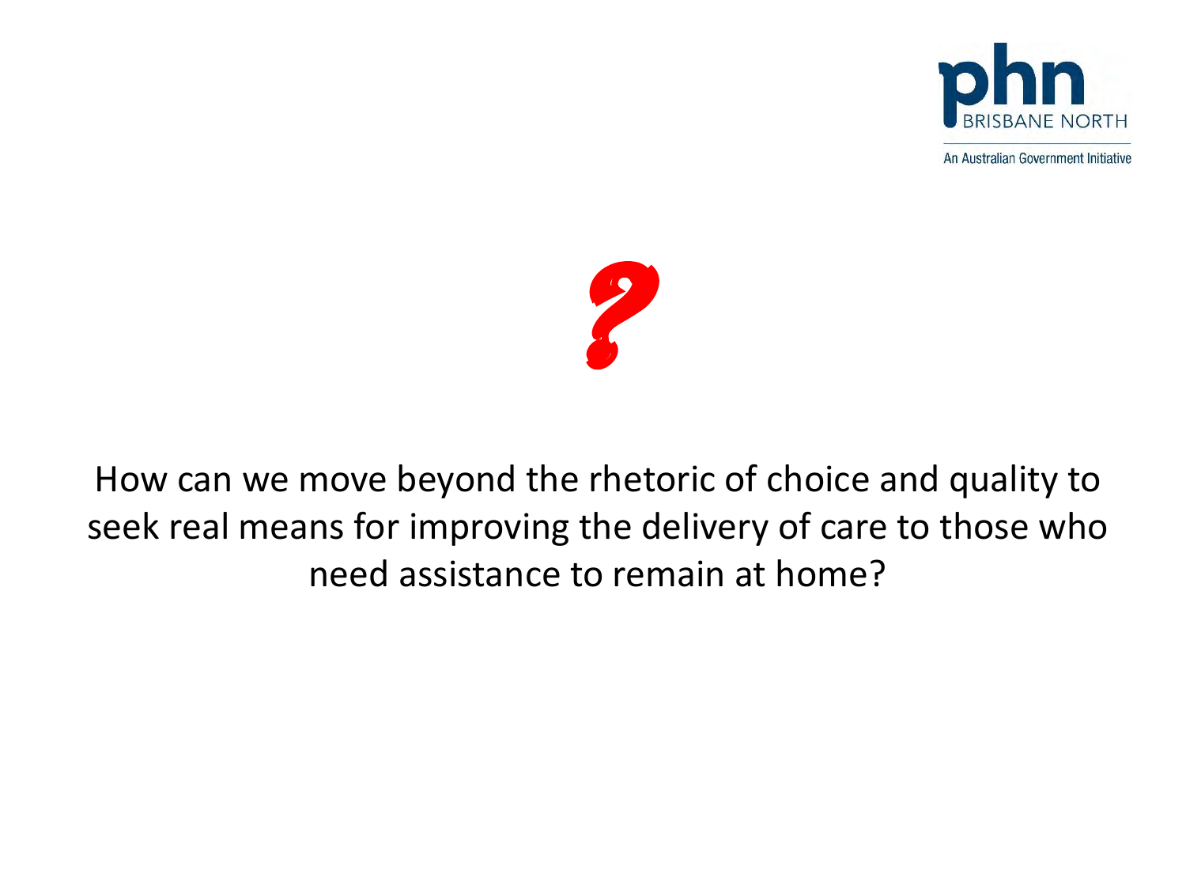?

How can we move beyond the rhetoric of choice and quality to seek real means for improving the delivery of care to those who need assistance to remain at home?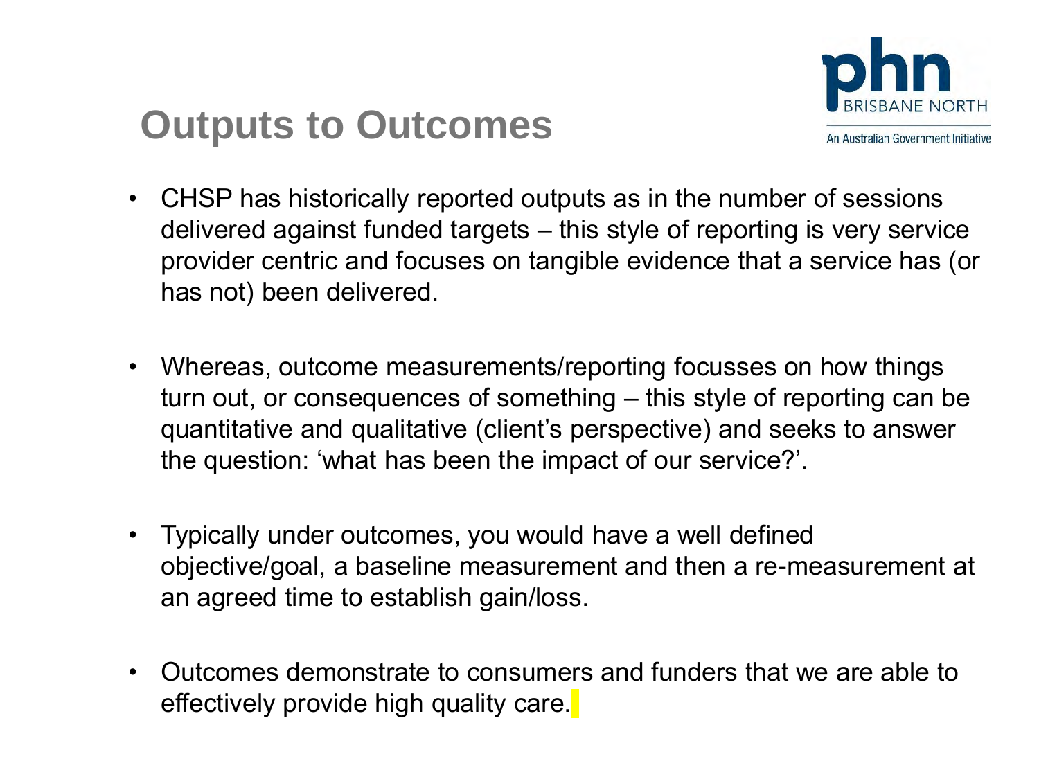# Outputs to Outcomes

- CHSP has historically reported outputs as in the number of sessions delivered against funded targets – this style of reporting is very service provider centric and focuses on tangible evidence that a service has (or has not) been delivered.
- Whereas, outcome measurements/reporting focusses on how things turn out, or consequences of something – this style of reporting can be quantitative and qualitative (client's perspective) and seeks to answer the question: 'what has been the impact of our service?'.
- Typically under outcomes, you would have a well defined objective/goal, a baseline measurement and then a re-measurement at an agreed time to establish gain/loss.
- Outcomes demonstrate to consumers and funders that we are able to effectively provide high quality care.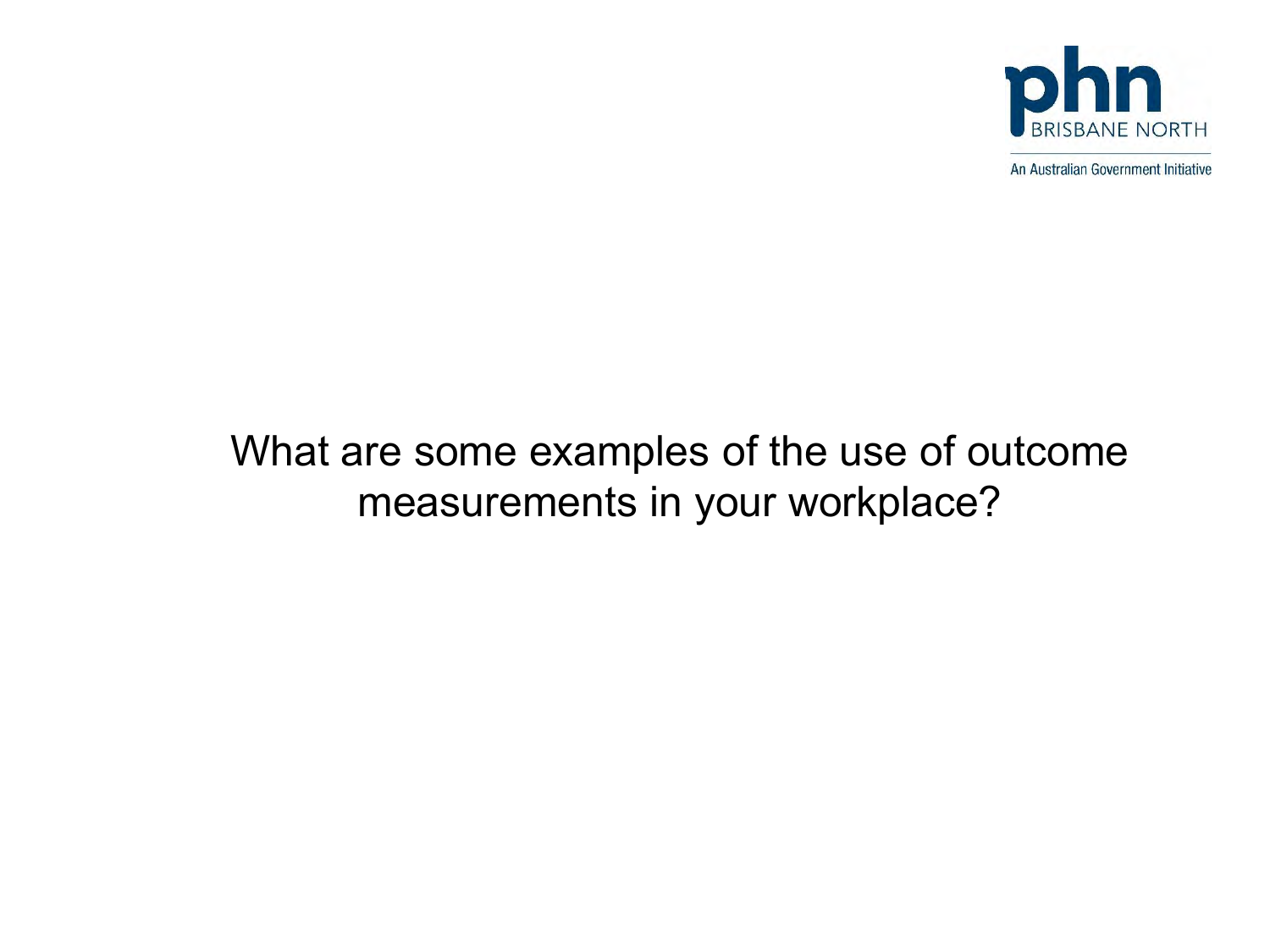What are some examples of the use of outcome measurements in your workplace?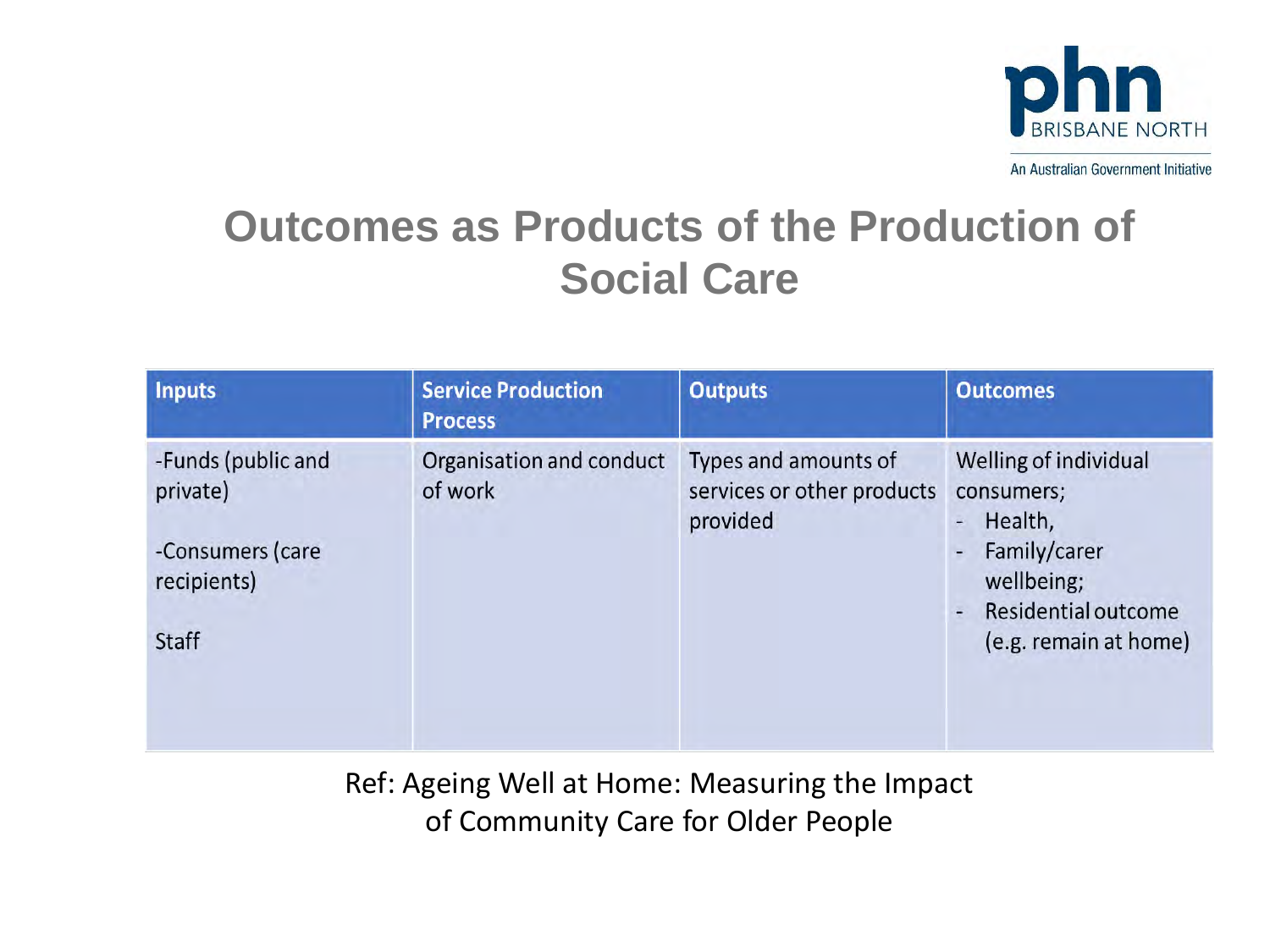# Outcomes as Products of the Production of Social Care

| Inputs | Service Production Process | Outputs | Outcomes |
|---|---|---|---|
| -Funds (public and private)<br><br>-Consumers (care recipients)<br><br>Staff | Organisation and conduct of work | Types and amounts of services or other products provided | Welling of individual consumers;<br>- Health,<br>- Family/carer wellbeing;<br>- Residential outcome (e.g. remain at home) |

Ref: Ageing Well at Home: Measuring the Impact of Community Care for Older People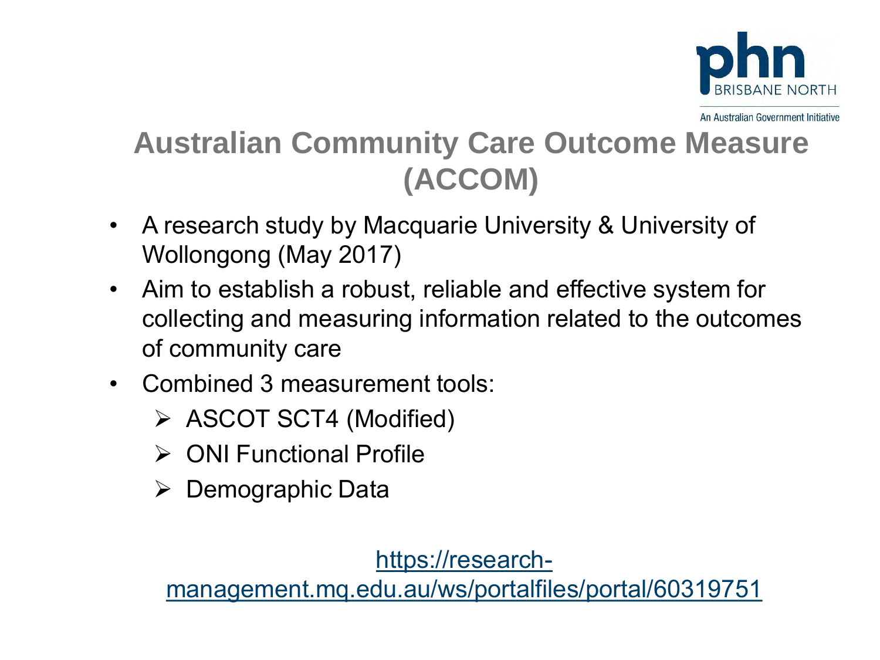# Australian Community Care Outcome Measure (ACCOM)

- A research study by Macquarie University & University of Wollongong (May 2017)
- Aim to establish a robust, reliable and effective system for collecting and measuring information related to the outcomes of community care
- Combined 3 measurement tools:
  - ASCOT SCT4 (Modified)
  - ONI Functional Profile
  - Demographic Data

https://research-management.mq.edu.au/ws/portalfiles/portal/60319751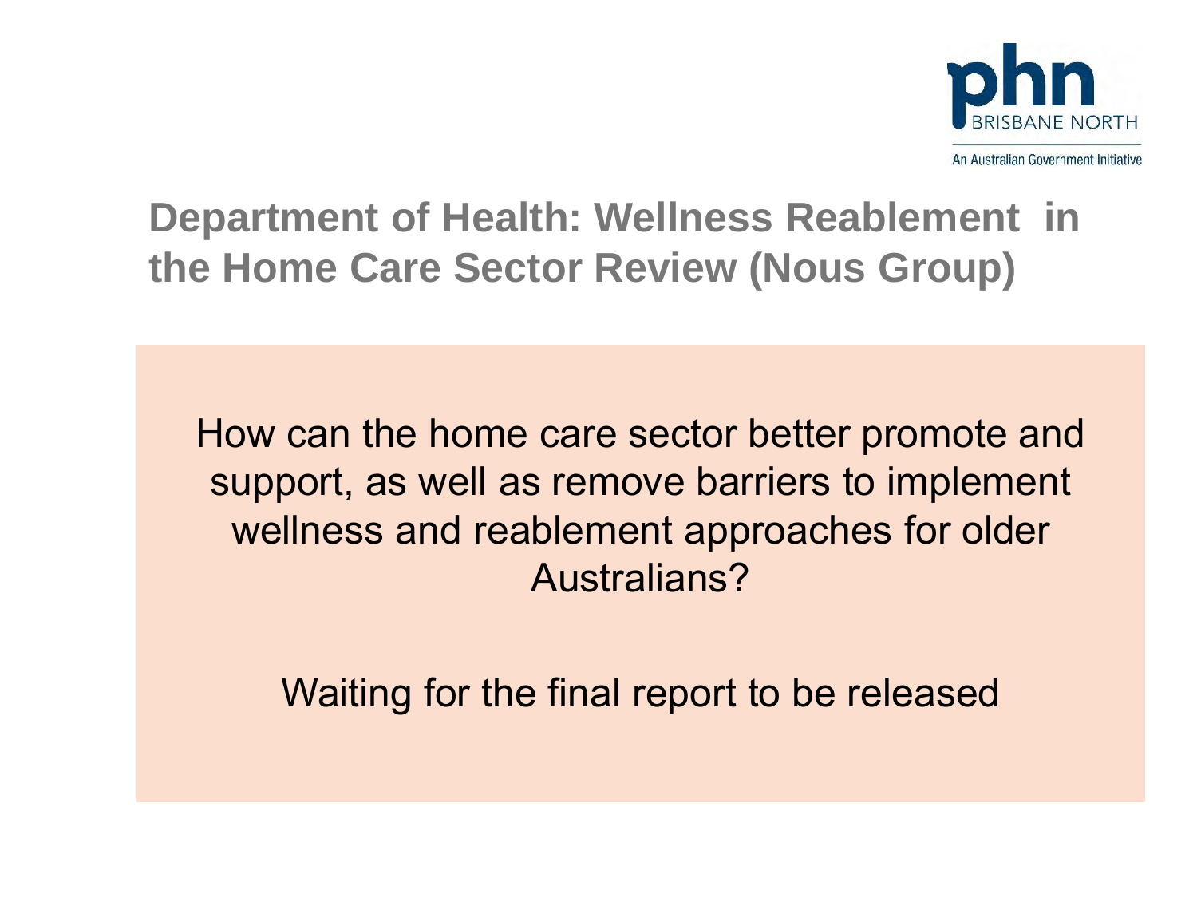## Department of Health: Wellness Reablement in the Home Care Sector Review (Nous Group)

How can the home care sector better promote and support, as well as remove barriers to implement wellness and reablement approaches for older Australians?

Waiting for the final report to be released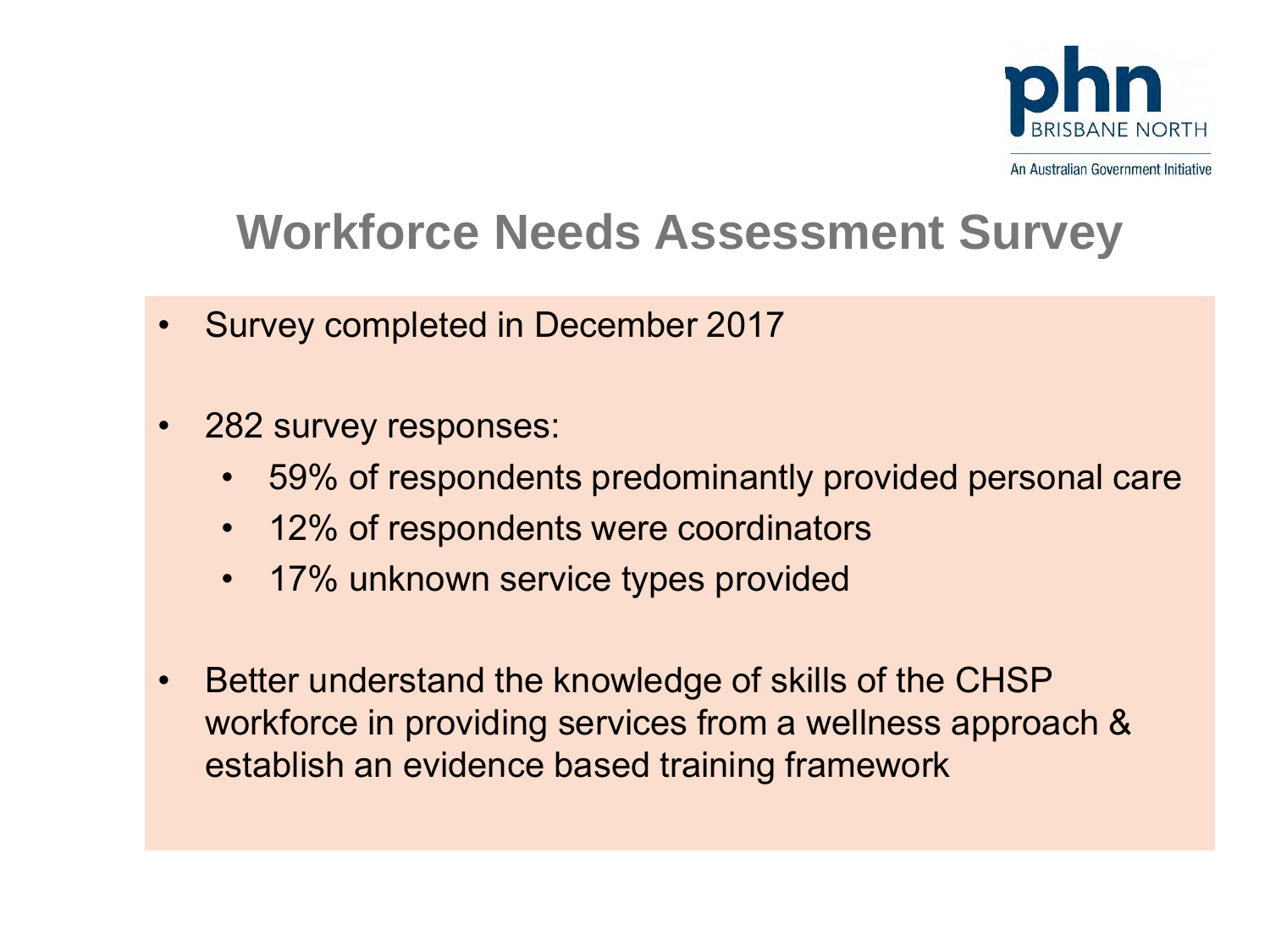phn BRISBANE NORTH

An Australian Government Initiative

# Workforce Needs Assessment Survey

- Survey completed in December 2017
- 282 survey responses:
  - 59% of respondents predominantly provided personal care
  - 12% of respondents were coordinators
  - 17% unknown service types provided
- Better understand the knowledge of skills of the CHSP workforce in providing services from a wellness approach & establish an evidence based training framework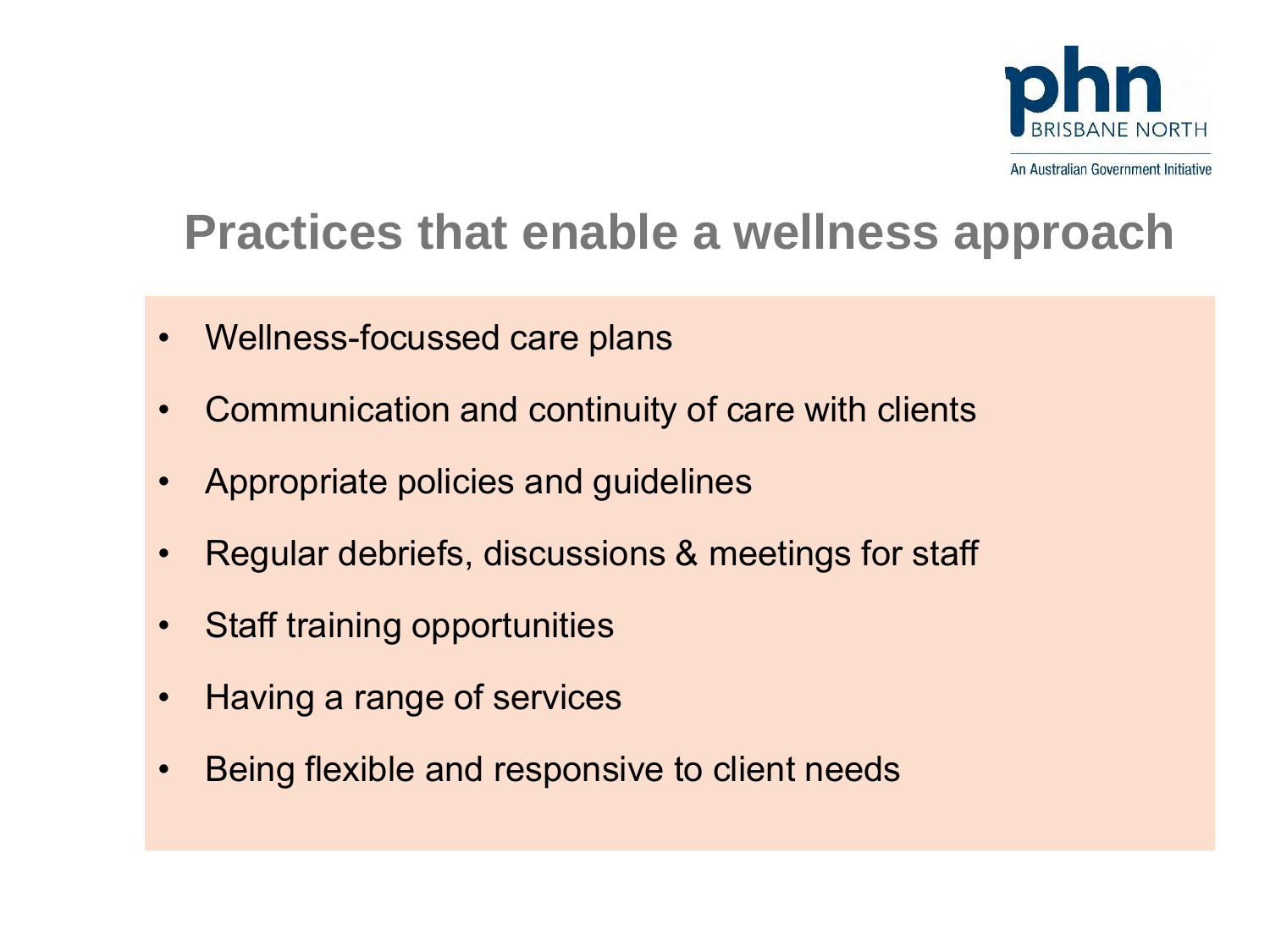# Practices that enable a wellness approach

- Wellness-focussed care plans
- Communication and continuity of care with clients
- Appropriate policies and guidelines
- Regular debriefs, discussions & meetings for staff
- Staff training opportunities
- Having a range of services
- Being flexible and responsive to client needs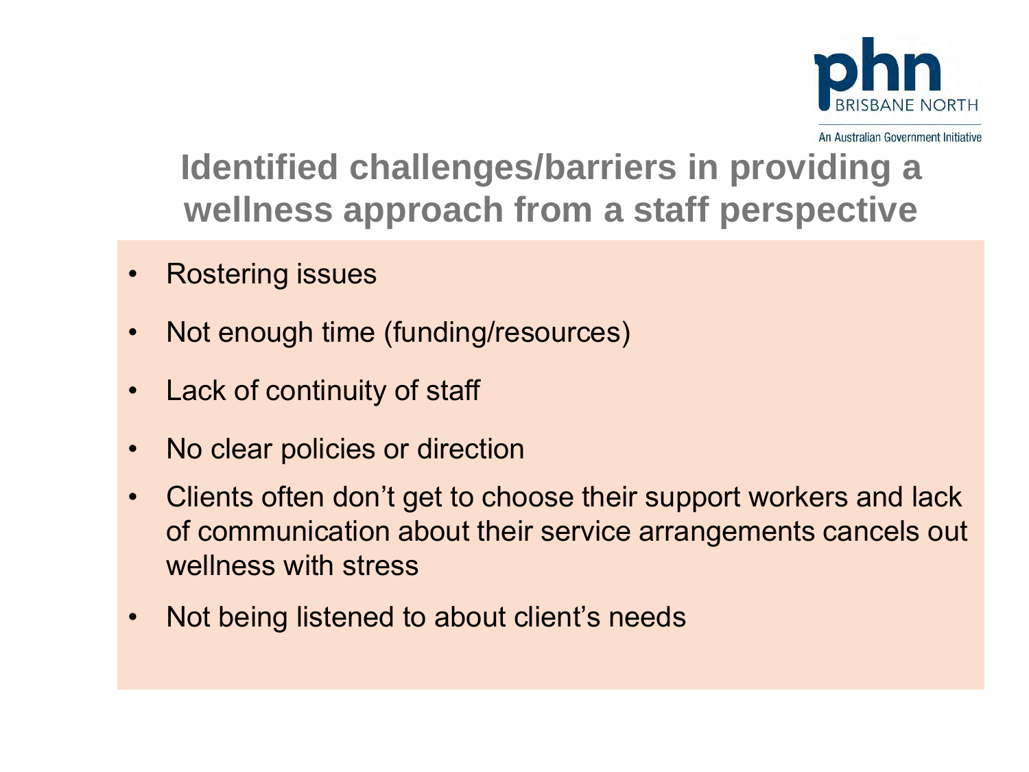# Identified challenges/barriers in providing a wellness approach from a staff perspective

- Rostering issues
- Not enough time (funding/resources)
- Lack of continuity of staff
- No clear policies or direction
- Clients often don't get to choose their support workers and lack of communication about their service arrangements cancels out wellness with stress
- Not being listened to about client's needs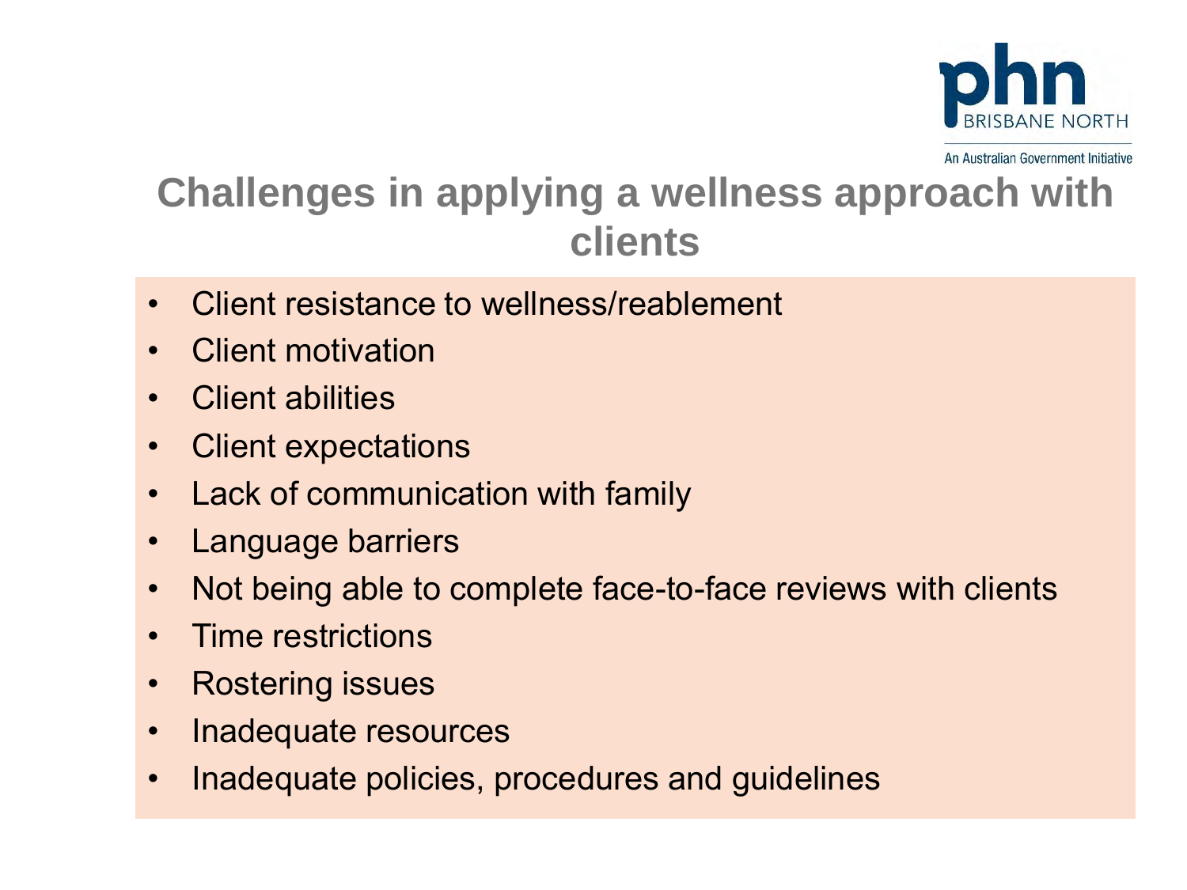## Challenges in applying a wellness approach with clients

- Client resistance to wellness/reablement
- Client motivation
- Client abilities
- Client expectations
- Lack of communication with family
- Language barriers
- Not being able to complete face-to-face reviews with clients
- Time restrictions
- Rostering issues
- Inadequate resources
- Inadequate policies, procedures and guidelines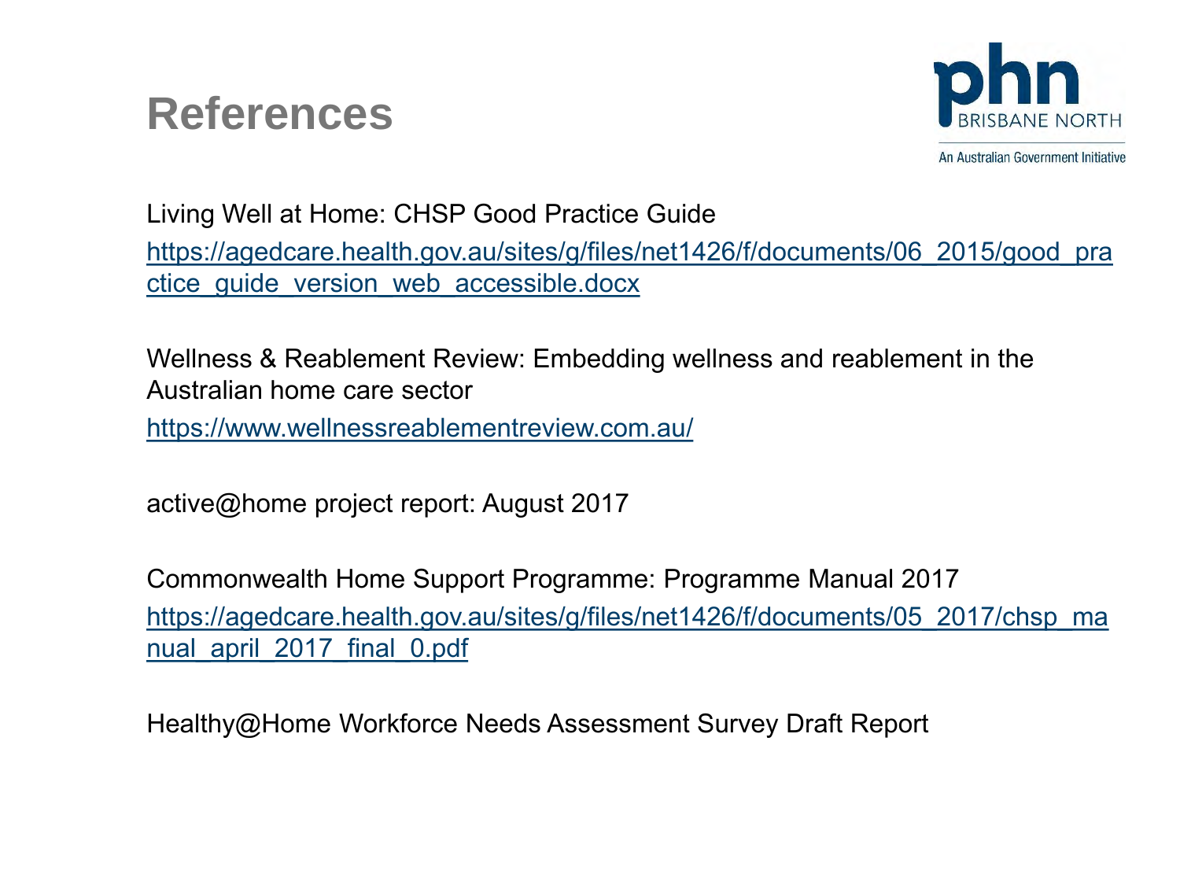# References

Living Well at Home: CHSP Good Practice Guide

https://agedcare.health.gov.au/sites/g/files/net1426/f/documents/06_2015/good_practice_guide_version_web_accessible.docx

Wellness & Reablement Review: Embedding wellness and reablement in the Australian home care sector

https://www.wellnessreablementreview.com.au/

active@home project report: August 2017

Commonwealth Home Support Programme: Programme Manual 2017

https://agedcare.health.gov.au/sites/g/files/net1426/f/documents/05_2017/chsp_manual_april_2017_final_0.pdf

Healthy@Home Workforce Needs Assessment Survey Draft Report